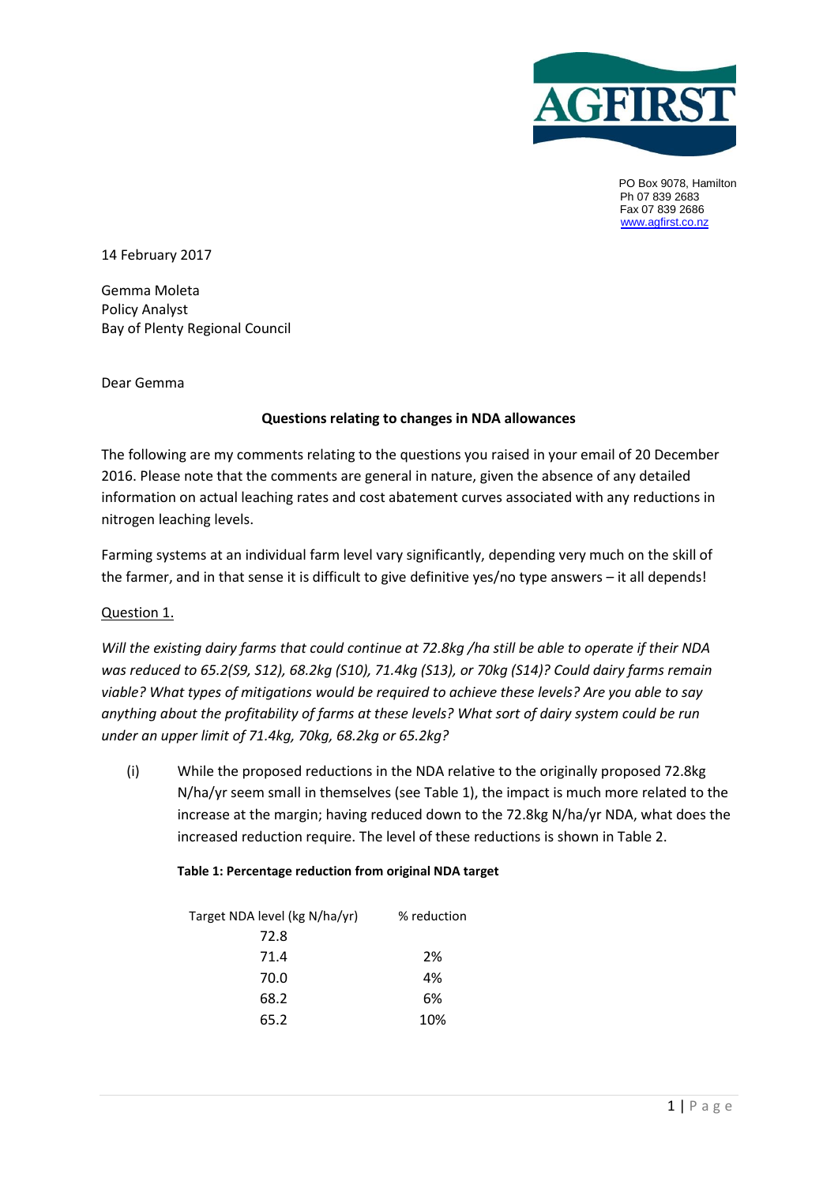AGFIRST

PO Box 9078, Hamilton
Ph 07 839 2683
Fax 07 839 2686
www.agfirst.co.nz

14 February 2017

Gemma Moleta
Policy Analyst
Bay of Plenty Regional Council

Dear Gemma

**Questions relating to changes in NDA allowances**

The following are my comments relating to the questions you raised in your email of 20 December 2016. Please note that the comments are general in nature, given the absence of any detailed information on actual leaching rates and cost abatement curves associated with any reductions in nitrogen leaching levels.

Farming systems at an individual farm level vary significantly, depending very much on the skill of the farmer, and in that sense it is difficult to give definitive yes/no type answers – it all depends!

Question 1.

*Will the existing dairy farms that could continue at 72.8kg /ha still be able to operate if their NDA was reduced to 65.2(S9, S12), 68.2kg (S10), 71.4kg (S13), or 70kg (S14)? Could dairy farms remain viable? What types of mitigations would be required to achieve these levels? Are you able to say anything about the profitability of farms at these levels? What sort of dairy system could be run under an upper limit of 71.4kg, 70kg, 68.2kg or 65.2kg?*

(i) While the proposed reductions in the NDA relative to the originally proposed 72.8kg N/ha/yr seem small in themselves (see Table 1), the impact is much more related to the increase at the margin; having reduced down to the 72.8kg N/ha/yr NDA, what does the increased reduction require. The level of these reductions is shown in Table 2.

**Table 1: Percentage reduction from original NDA target**

| Target NDA level (kg N/ha/yr) | % reduction |
|---|---|
| 72.8 | |
| 71.4 | 2% |
| 70.0 | 4% |
| 68.2 | 6% |
| 65.2 | 10% |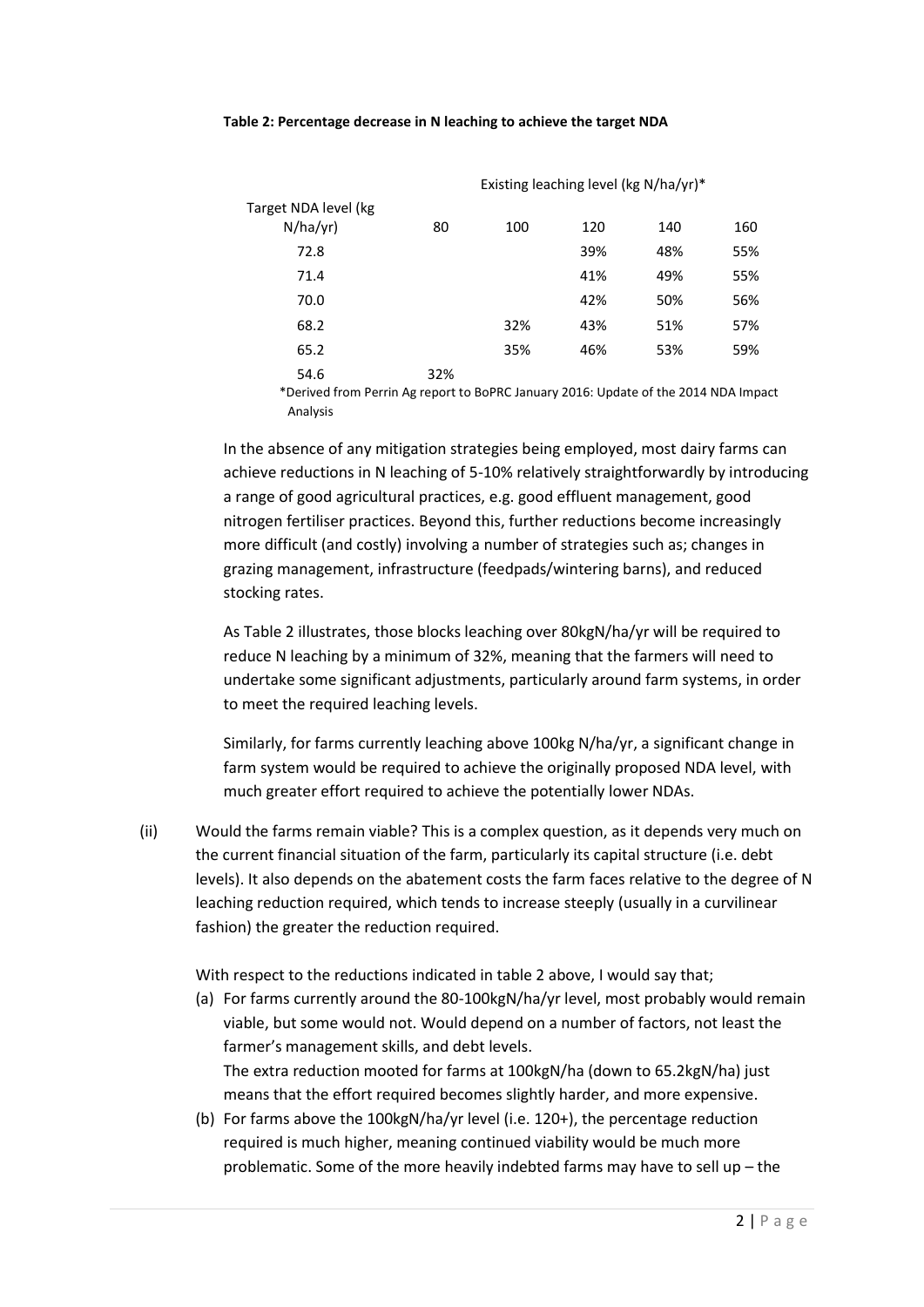**Table 2: Percentage decrease in N leaching to achieve the target NDA**

| Target NDA level (kg N/ha/yr) | Existing leaching level (kg N/ha/yr)* | | | | |
|---|---|---|---|---|---|
| | 80 | 100 | 120 | 140 | 160 |
| 72.8 | | | 39% | 48% | 55% |
| 71.4 | | | 41% | 49% | 55% |
| 70.0 | | | 42% | 50% | 56% |
| 68.2 | | 32% | 43% | 51% | 57% |
| 65.2 | | 35% | 46% | 53% | 59% |
| 54.6 | 32% | | | | |

*Derived from Perrin Ag report to BoPRC January 2016: Update of the 2014 NDA Impact Analysis

In the absence of any mitigation strategies being employed, most dairy farms can achieve reductions in N leaching of 5-10% relatively straightforwardly by introducing a range of good agricultural practices, e.g. good effluent management, good nitrogen fertiliser practices. Beyond this, further reductions become increasingly more difficult (and costly) involving a number of strategies such as; changes in grazing management, infrastructure (feedpads/wintering barns), and reduced stocking rates.

As Table 2 illustrates, those blocks leaching over 80kgN/ha/yr will be required to reduce N leaching by a minimum of 32%, meaning that the farmers will need to undertake some significant adjustments, particularly around farm systems, in order to meet the required leaching levels.

Similarly, for farms currently leaching above 100kg N/ha/yr, a significant change in farm system would be required to achieve the originally proposed NDA level, with much greater effort required to achieve the potentially lower NDAs.

(ii) Would the farms remain viable? This is a complex question, as it depends very much on the current financial situation of the farm, particularly its capital structure (i.e. debt levels). It also depends on the abatement costs the farm faces relative to the degree of N leaching reduction required, which tends to increase steeply (usually in a curvilinear fashion) the greater the reduction required.

With respect to the reductions indicated in table 2 above, I would say that;

(a) For farms currently around the 80-100kgN/ha/yr level, most probably would remain viable, but some would not. Would depend on a number of factors, not least the farmer's management skills, and debt levels.
The extra reduction mooted for farms at 100kgN/ha (down to 65.2kgN/ha) just means that the effort required becomes slightly harder, and more expensive.

(b) For farms above the 100kgN/ha/yr level (i.e. 120+), the percentage reduction required is much higher, meaning continued viability would be much more problematic. Some of the more heavily indebted farms may have to sell up – the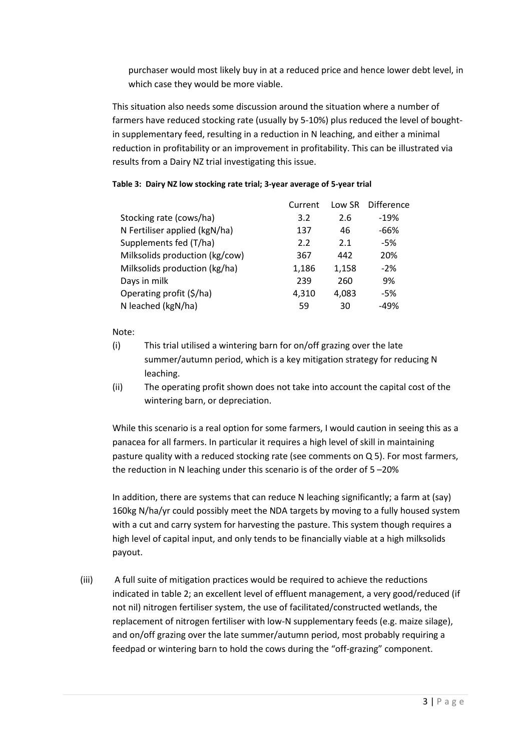purchaser would most likely buy in at a reduced price and hence lower debt level, in which case they would be more viable.

This situation also needs some discussion around the situation where a number of farmers have reduced stocking rate (usually by 5-10%) plus reduced the level of bought-in supplementary feed, resulting in a reduction in N leaching, and either a minimal reduction in profitability or an improvement in profitability. This can be illustrated via results from a Dairy NZ trial investigating this issue.

**Table 3: Dairy NZ low stocking rate trial; 3-year average of 5-year trial**

| | Current | Low SR | Difference |
|---|---|---|---|
| Stocking rate (cows/ha) | 3.2 | 2.6 | -19% |
| N Fertiliser applied (kgN/ha) | 137 | 46 | -66% |
| Supplements fed (T/ha) | 2.2 | 2.1 | -5% |
| Milksolids production (kg/cow) | 367 | 442 | 20% |
| Milksolids production (kg/ha) | 1,186 | 1,158 | -2% |
| Days in milk | 239 | 260 | 9% |
| Operating profit ($/ha) | 4,310 | 4,083 | -5% |
| N leached (kgN/ha) | 59 | 30 | -49% |

Note:

(i) This trial utilised a wintering barn for on/off grazing over the late summer/autumn period, which is a key mitigation strategy for reducing N leaching.

(ii) The operating profit shown does not take into account the capital cost of the wintering barn, or depreciation.

While this scenario is a real option for some farmers, I would caution in seeing this as a panacea for all farmers. In particular it requires a high level of skill in maintaining pasture quality with a reduced stocking rate (see comments on Q 5). For most farmers, the reduction in N leaching under this scenario is of the order of 5 –20%

In addition, there are systems that can reduce N leaching significantly; a farm at (say) 160kg N/ha/yr could possibly meet the NDA targets by moving to a fully housed system with a cut and carry system for harvesting the pasture. This system though requires a high level of capital input, and only tends to be financially viable at a high milksolids payout.

(iii) A full suite of mitigation practices would be required to achieve the reductions indicated in table 2; an excellent level of effluent management, a very good/reduced (if not nil) nitrogen fertiliser system, the use of facilitated/constructed wetlands, the replacement of nitrogen fertiliser with low-N supplementary feeds (e.g. maize silage), and on/off grazing over the late summer/autumn period, most probably requiring a feedpad or wintering barn to hold the cows during the "off-grazing" component.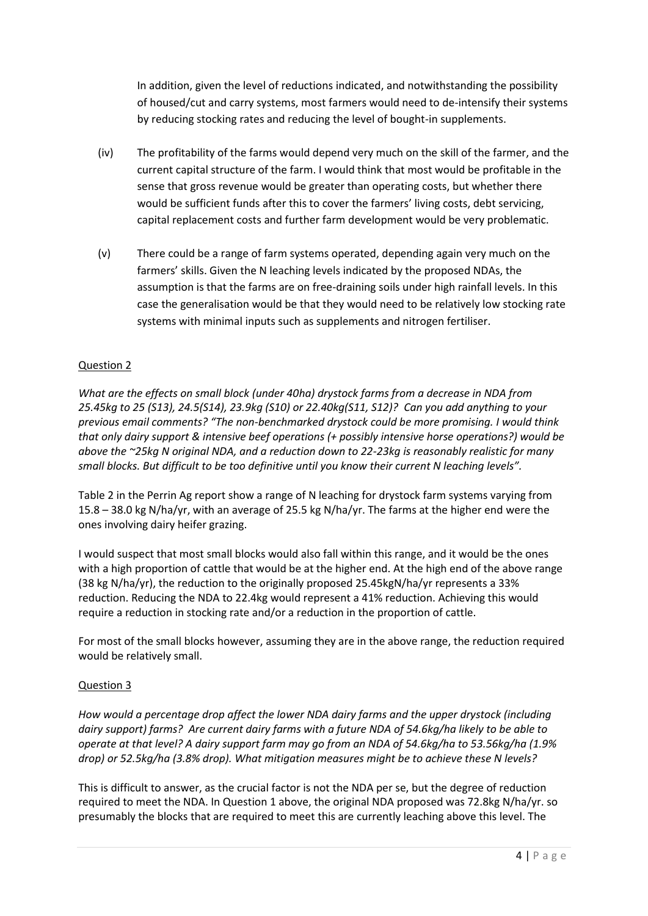In addition, given the level of reductions indicated, and notwithstanding the possibility of housed/cut and carry systems, most farmers would need to de-intensify their systems by reducing stocking rates and reducing the level of bought-in supplements.

(iv) The profitability of the farms would depend very much on the skill of the farmer, and the current capital structure of the farm. I would think that most would be profitable in the sense that gross revenue would be greater than operating costs, but whether there would be sufficient funds after this to cover the farmers' living costs, debt servicing, capital replacement costs and further farm development would be very problematic.

(v) There could be a range of farm systems operated, depending again very much on the farmers' skills. Given the N leaching levels indicated by the proposed NDAs, the assumption is that the farms are on free-draining soils under high rainfall levels. In this case the generalisation would be that they would need to be relatively low stocking rate systems with minimal inputs such as supplements and nitrogen fertiliser.

Question 2

*What are the effects on small block (under 40ha) drystock farms from a decrease in NDA from 25.45kg to 25 (S13), 24.5(S14), 23.9kg (S10) or 22.40kg(S11, S12)? Can you add anything to your previous email comments? "The non-benchmarked drystock could be more promising. I would think that only dairy support & intensive beef operations (+ possibly intensive horse operations?) would be above the ~25kg N original NDA, and a reduction down to 22-23kg is reasonably realistic for many small blocks. But difficult to be too definitive until you know their current N leaching levels".*

Table 2 in the Perrin Ag report show a range of N leaching for drystock farm systems varying from 15.8 – 38.0 kg N/ha/yr, with an average of 25.5 kg N/ha/yr. The farms at the higher end were the ones involving dairy heifer grazing.

I would suspect that most small blocks would also fall within this range, and it would be the ones with a high proportion of cattle that would be at the higher end. At the high end of the above range (38 kg N/ha/yr), the reduction to the originally proposed 25.45kgN/ha/yr represents a 33% reduction. Reducing the NDA to 22.4kg would represent a 41% reduction. Achieving this would require a reduction in stocking rate and/or a reduction in the proportion of cattle.

For most of the small blocks however, assuming they are in the above range, the reduction required would be relatively small.

Question 3

*How would a percentage drop affect the lower NDA dairy farms and the upper drystock (including dairy support) farms? Are current dairy farms with a future NDA of 54.6kg/ha likely to be able to operate at that level? A dairy support farm may go from an NDA of 54.6kg/ha to 53.56kg/ha (1.9% drop) or 52.5kg/ha (3.8% drop). What mitigation measures might be to achieve these N levels?*

This is difficult to answer, as the crucial factor is not the NDA per se, but the degree of reduction required to meet the NDA. In Question 1 above, the original NDA proposed was 72.8kg N/ha/yr. so presumably the blocks that are required to meet this are currently leaching above this level. The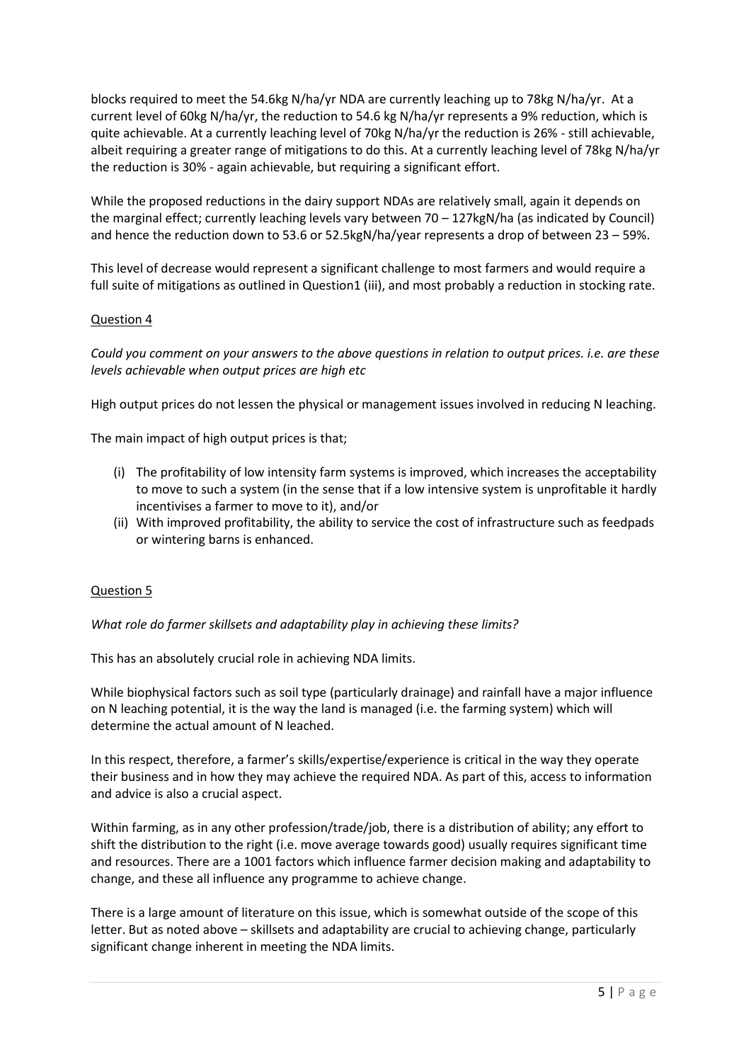blocks required to meet the 54.6kg N/ha/yr NDA are currently leaching up to 78kg N/ha/yr. At a current level of 60kg N/ha/yr, the reduction to 54.6 kg N/ha/yr represents a 9% reduction, which is quite achievable. At a currently leaching level of 70kg N/ha/yr the reduction is 26% - still achievable, albeit requiring a greater range of mitigations to do this. At a currently leaching level of 78kg N/ha/yr the reduction is 30% - again achievable, but requiring a significant effort.

While the proposed reductions in the dairy support NDAs are relatively small, again it depends on the marginal effect; currently leaching levels vary between 70 – 127kgN/ha (as indicated by Council) and hence the reduction down to 53.6 or 52.5kgN/ha/year represents a drop of between 23 – 59%.

This level of decrease would represent a significant challenge to most farmers and would require a full suite of mitigations as outlined in Question1 (iii), and most probably a reduction in stocking rate.

<u>Question 4</u>

*Could you comment on your answers to the above questions in relation to output prices. i.e. are these levels achievable when output prices are high etc*

High output prices do not lessen the physical or management issues involved in reducing N leaching.

The main impact of high output prices is that;

(i) The profitability of low intensity farm systems is improved, which increases the acceptability to move to such a system (in the sense that if a low intensive system is unprofitable it hardly incentivises a farmer to move to it), and/or
(ii) With improved profitability, the ability to service the cost of infrastructure such as feedpads or wintering barns is enhanced.

<u>Question 5</u>

*What role do farmer skillsets and adaptability play in achieving these limits?*

This has an absolutely crucial role in achieving NDA limits.

While biophysical factors such as soil type (particularly drainage) and rainfall have a major influence on N leaching potential, it is the way the land is managed (i.e. the farming system) which will determine the actual amount of N leached.

In this respect, therefore, a farmer's skills/expertise/experience is critical in the way they operate their business and in how they may achieve the required NDA. As part of this, access to information and advice is also a crucial aspect.

Within farming, as in any other profession/trade/job, there is a distribution of ability; any effort to shift the distribution to the right (i.e. move average towards good) usually requires significant time and resources. There are a 1001 factors which influence farmer decision making and adaptability to change, and these all influence any programme to achieve change.

There is a large amount of literature on this issue, which is somewhat outside of the scope of this letter. But as noted above – skillsets and adaptability are crucial to achieving change, particularly significant change inherent in meeting the NDA limits.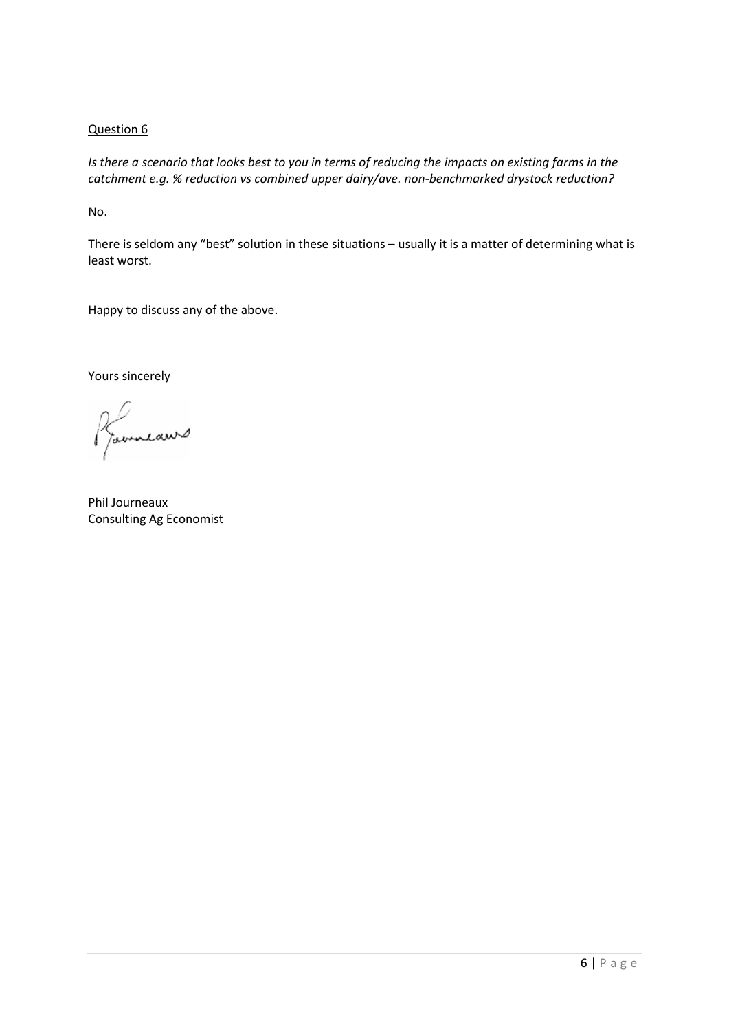Question 6

*Is there a scenario that looks best to you in terms of reducing the impacts on existing farms in the catchment e.g. % reduction vs combined upper dairy/ave. non-benchmarked drystock reduction?*

No.

There is seldom any "best" solution in these situations – usually it is a matter of determining what is least worst.

Happy to discuss any of the above.

Yours sincerely

Phil Journeaux
Consulting Ag Economist